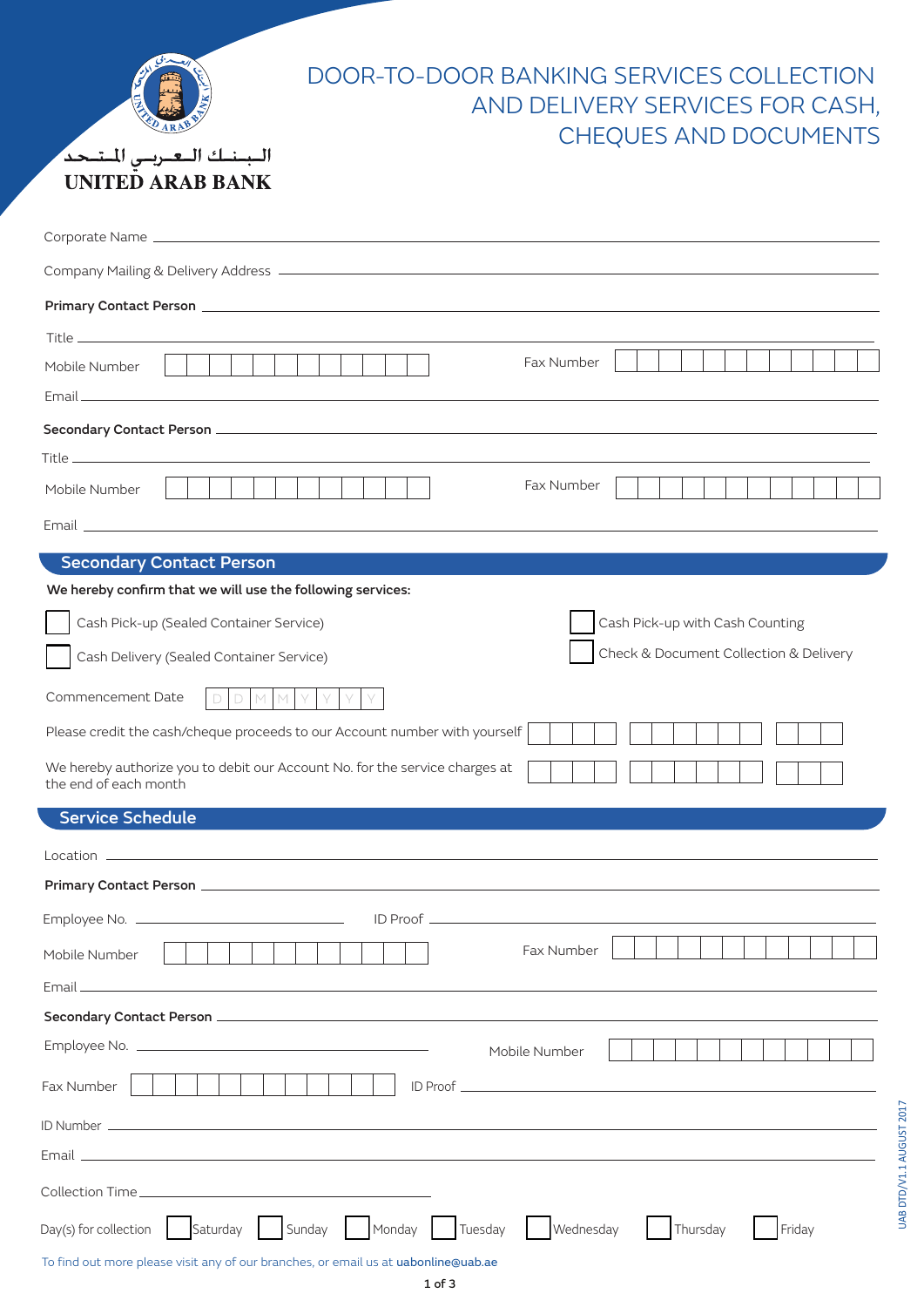البـنـك الـعـربـي المـتـحـد

UNITED ARAB BANK

# DOOR-TO-DOOR BANKING SERVICES COLLECTION AND DELIVERY SERVICES FOR CASH, CHEQUES AND DOCUMENTS

Corporate Name ______________________________

Company Mailing & Delivery Address ______________________________

**Primary Contact Person** ______________________________

Title ______________________________

Mobile Number [ | | | | | | | | | | | | ] Fax Number [ | | | | | | | | | | | | ]

Email ______________________________

**Secondary Contact Person** ______________________________

Title ______________________________

Mobile Number [ | | | | | | | | | | | | ] Fax Number [ | | | | | | | | | | | | ]

Email ______________________________

## Secondary Contact Person

**We hereby confirm that we will use the following services:**

☐ Cash Pick-up (Sealed Container Service)

☐ Cash Delivery (Sealed Container Service)

☐ Cash Pick-up with Cash Counting

☐ Check & Document Collection & Delivery

Commencement Date [D|D|M|M|Y|Y|Y|Y]

Please credit the cash/cheque proceeds to our Account number with yourself [ | | | ] [ | | | | | | ] [ | | ]

We hereby authorize you to debit our Account No. for the service charges at the end of each month [ | | | ] [ | | | | | | ] [ | | ]

## Service Schedule

Location ______________________________

**Primary Contact Person** ______________________________

Employee No. ______________ ID Proof ______________________________

Mobile Number [ | | | | | | | | | | | | ] Fax Number [ | | | | | | | | | | | | ]

Email ______________________________

**Secondary Contact Person** ______________________________

Employee No. ______________ Mobile Number [ | | | | | | | | | | | | ]

Fax Number [ | | | | | | | | | | | | ] ID Proof ______________________________

ID Number ______________________________

Email ______________________________

Collection Time ______________________________

Day(s) for collection ☐ Saturday ☐ Sunday ☐ Monday ☐ Tuesday ☐ Wednesday ☐ Thursday ☐ Friday

To find out more please visit any of our branches, or email us at uabonline@uab.ae

UAB DTD/V1.1 AUGUST 2017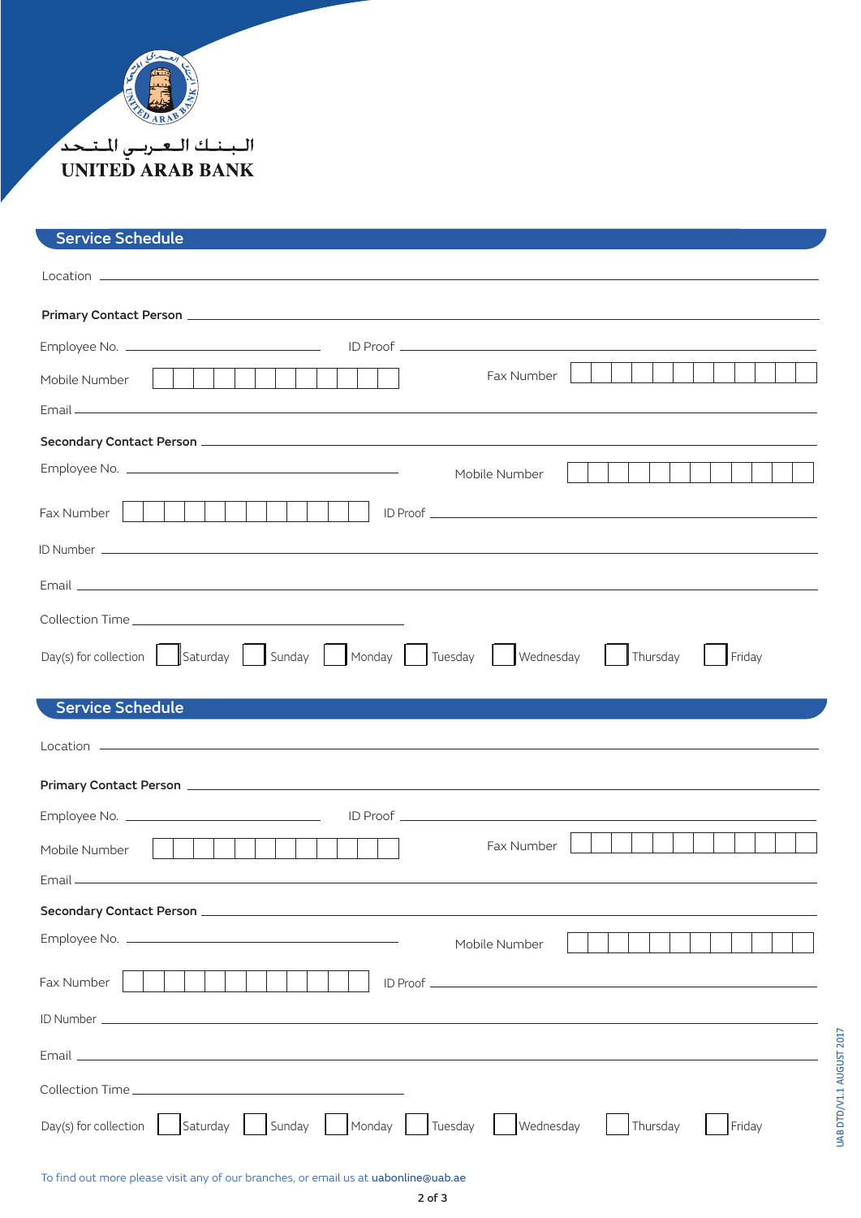البـنـك الـعـربـي المـتـحـد

UNITED ARAB BANK

## Service Schedule

Location ____________________________________________

**Primary Contact Person** ____________________________________________

Employee No. ____________________ ID Proof ____________________

Mobile Number ☐☐☐☐☐☐☐☐☐☐☐☐ Fax Number ☐☐☐☐☐☐☐☐☐☐☐☐

Email ____________________________________________

**Secondary Contact Person** ____________________________________________

Employee No. ____________________ Mobile Number ☐☐☐☐☐☐☐☐☐☐☐☐

Fax Number ☐☐☐☐☐☐☐☐☐☐☐☐ ID Proof ____________________

ID Number ____________________________________________

Email ____________________________________________

Collection Time ____________________

Day(s) for collection ☐ Saturday ☐ Sunday ☐ Monday ☐ Tuesday ☐ Wednesday ☐ Thursday ☐ Friday

## Service Schedule

Location ____________________________________________

**Primary Contact Person** ____________________________________________

Employee No. ____________________ ID Proof ____________________

Mobile Number ☐☐☐☐☐☐☐☐☐☐☐☐ Fax Number ☐☐☐☐☐☐☐☐☐☐☐☐

Email ____________________________________________

**Secondary Contact Person** ____________________________________________

Employee No. ____________________ Mobile Number ☐☐☐☐☐☐☐☐☐☐☐☐

Fax Number ☐☐☐☐☐☐☐☐☐☐☐☐ ID Proof ____________________

ID Number ____________________________________________

Email ____________________________________________

Collection Time ____________________

Day(s) for collection ☐ Saturday ☐ Sunday ☐ Monday ☐ Tuesday ☐ Wednesday ☐ Thursday ☐ Friday

To find out more please visit any of our branches, or email us at uabonline@uab.ae

UAB DTD/V1.1 AUGUST 2017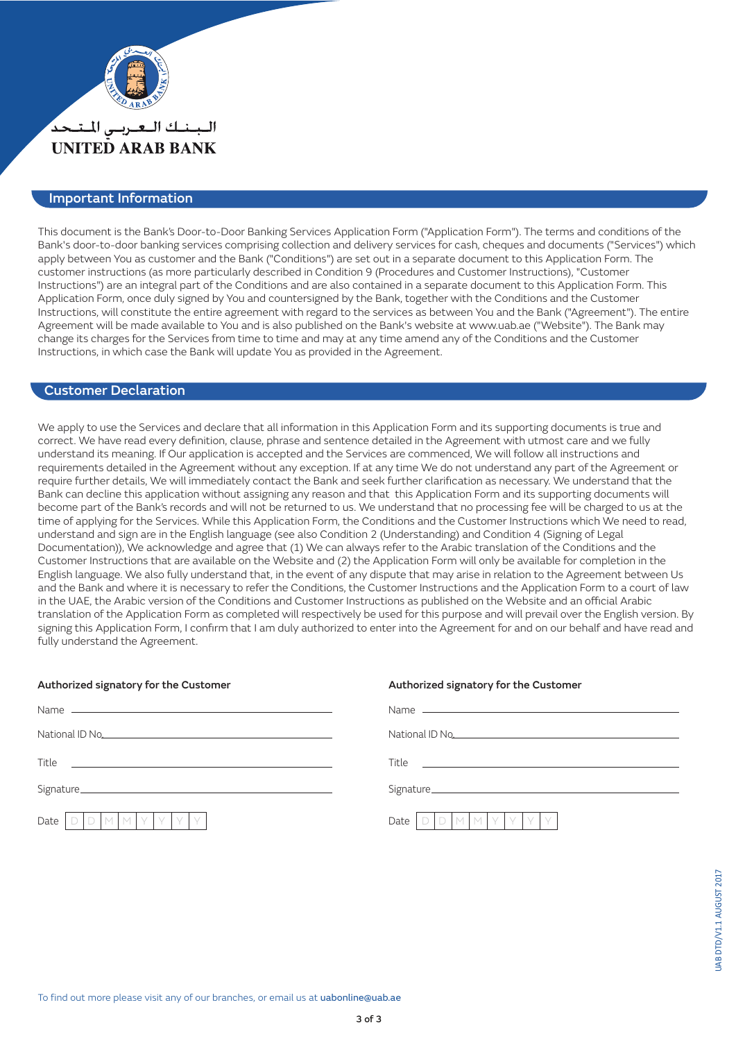البـنـك الـعـربـي المـتـحـد
UNITED ARAB BANK

## Important Information

This document is the Bank's Door-to-Door Banking Services Application Form ("Application Form"). The terms and conditions of the Bank's door-to-door banking services comprising collection and delivery services for cash, cheques and documents ("Services") which apply between You as customer and the Bank ("Conditions") are set out in a separate document to this Application Form. The customer instructions (as more particularly described in Condition 9 (Procedures and Customer Instructions), "Customer Instructions") are an integral part of the Conditions and are also contained in a separate document to this Application Form. This Application Form, once duly signed by You and countersigned by the Bank, together with the Conditions and the Customer Instructions, will constitute the entire agreement with regard to the services as between You and the Bank ("Agreement"). The entire Agreement will be made available to You and is also published on the Bank's website at www.uab.ae ("Website"). The Bank may change its charges for the Services from time to time and may at any time amend any of the Conditions and the Customer Instructions, in which case the Bank will update You as provided in the Agreement.

## Customer Declaration

We apply to use the Services and declare that all information in this Application Form and its supporting documents is true and correct. We have read every definition, clause, phrase and sentence detailed in the Agreement with utmost care and we fully understand its meaning. If Our application is accepted and the Services are commenced, We will follow all instructions and requirements detailed in the Agreement without any exception. If at any time We do not understand any part of the Agreement or require further details, We will immediately contact the Bank and seek further clarification as necessary. We understand that the Bank can decline this application without assigning any reason and that this Application Form and its supporting documents will become part of the Bank's records and will not be returned to us. We understand that no processing fee will be charged to us at the time of applying for the Services. While this Application Form, the Conditions and the Customer Instructions which We need to read, understand and sign are in the English language (see also Condition 2 (Understanding) and Condition 4 (Signing of Legal Documentation)), We acknowledge and agree that (1) We can always refer to the Arabic translation of the Conditions and the Customer Instructions that are available on the Website and (2) the Application Form will only be available for completion in the English language. We also fully understand that, in the event of any dispute that may arise in relation to the Agreement between Us and the Bank and where it is necessary to refer the Conditions, the Customer Instructions and the Application Form to a court of law in the UAE, the Arabic version of the Conditions and Customer Instructions as published on the Website and an official Arabic translation of the Application Form as completed will respectively be used for this purpose and will prevail over the English version. By signing this Application Form, I confirm that I am duly authorized to enter into the Agreement for and on our behalf and have read and fully understand the Agreement.

**Authorized signatory for the Customer**

Name ______________________________

National ID No.______________________________

Title ______________________________

Signature______________________________

Date D D M M Y Y Y Y

**Authorized signatory for the Customer**

Name ______________________________

National ID No.______________________________

Title ______________________________

Signature______________________________

Date D D M M Y Y Y Y

UAB DTD/V1.1 AUGUST 2017

To find out more please visit any of our branches, or email us at uabonline@uab.ae